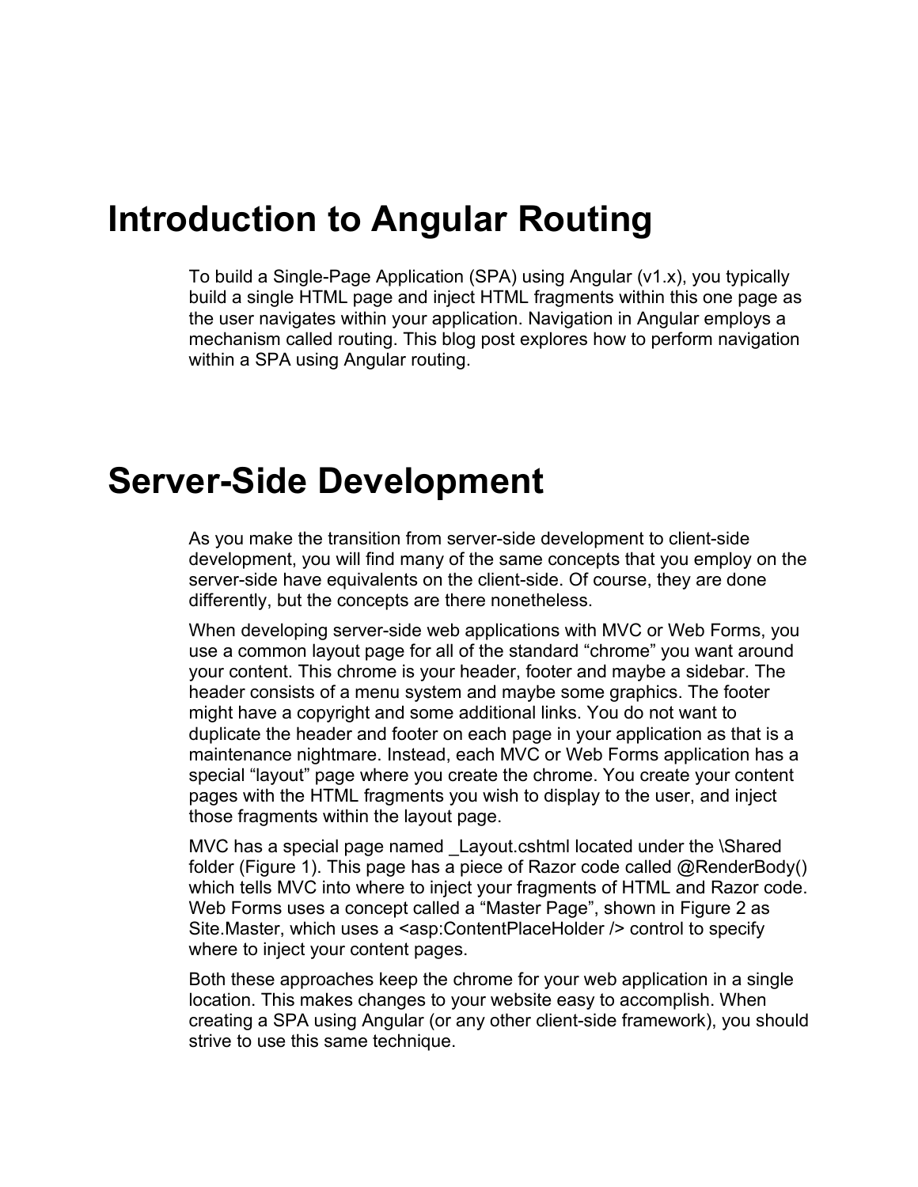# Introduction to Angular Routing

To build a Single-Page Application (SPA) using Angular (v1.x), you typically build a single HTML page and inject HTML fragments within this one page as the user navigates within your application. Navigation in Angular employs a mechanism called routing. This blog post explores how to perform navigation within a SPA using Angular routing.

# Server-Side Development

As you make the transition from server-side development to client-side development, you will find many of the same concepts that you employ on the server-side have equivalents on the client-side. Of course, they are done differently, but the concepts are there nonetheless.

When developing server-side web applications with MVC or Web Forms, you use a common layout page for all of the standard “chrome” you want around your content. This chrome is your header, footer and maybe a sidebar. The header consists of a menu system and maybe some graphics. The footer might have a copyright and some additional links. You do not want to duplicate the header and footer on each page in your application as that is a maintenance nightmare. Instead, each MVC or Web Forms application has a special “layout” page where you create the chrome. You create your content pages with the HTML fragments you wish to display to the user, and inject those fragments within the layout page.

MVC has a special page named _Layout.cshtml located under the \Shared folder (Figure 1). This page has a piece of Razor code called @RenderBody() which tells MVC into where to inject your fragments of HTML and Razor code. Web Forms uses a concept called a “Master Page”, shown in Figure 2 as Site.Master, which uses a <asp:ContentPlaceHolder /> control to specify where to inject your content pages.

Both these approaches keep the chrome for your web application in a single location. This makes changes to your website easy to accomplish. When creating a SPA using Angular (or any other client-side framework), you should strive to use this same technique.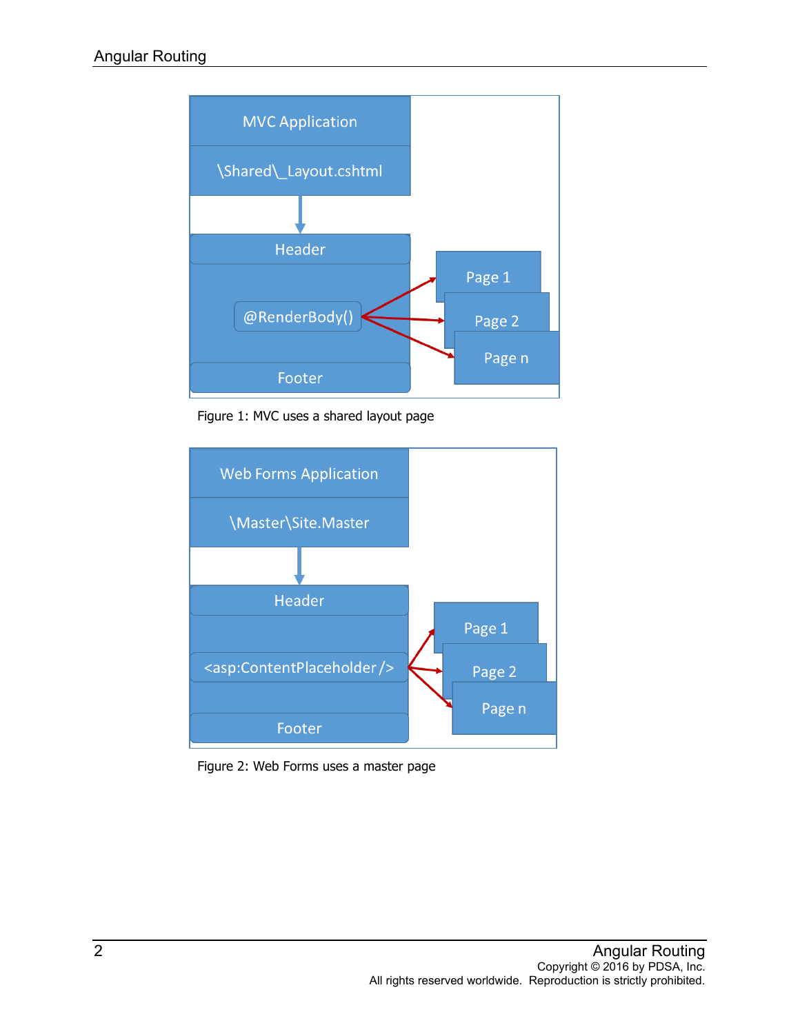MVC Application

\Shared\_Layout.cshtml

Header

@RenderBody()

Footer

Page 1

Page 2

Page n

Figure 1: MVC uses a shared layout page

Web Forms Application

\Master\Site.Master

Header

<asp:ContentPlaceholder />

Footer

Page 1

Page 2

Page n

Figure 2: Web Forms uses a master page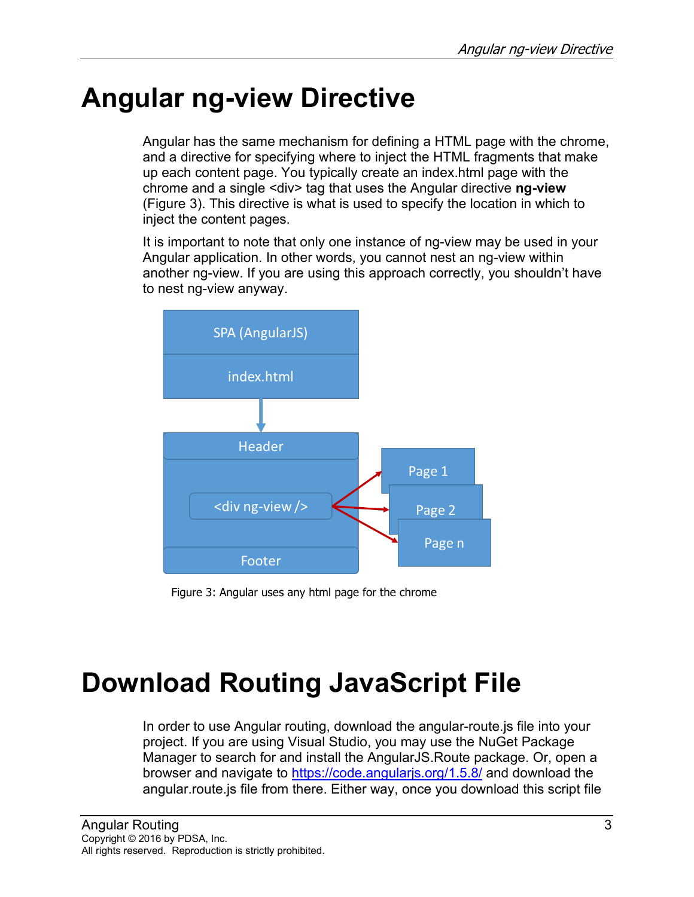# Angular ng-view Directive

Angular has the same mechanism for defining a HTML page with the chrome, and a directive for specifying where to inject the HTML fragments that make up each content page. You typically create an index.html page with the chrome and a single <div> tag that uses the Angular directive **ng-view** (Figure 3). This directive is what is used to specify the location in which to inject the content pages.

It is important to note that only one instance of ng-view may be used in your Angular application. In other words, you cannot nest an ng-view within another ng-view. If you are using this approach correctly, you shouldn't have to nest ng-view anyway.

Figure 3: Angular uses any html page for the chrome

# Download Routing JavaScript File

In order to use Angular routing, download the angular-route.js file into your project. If you are using Visual Studio, you may use the NuGet Package Manager to search for and install the AngularJS.Route package. Or, open a browser and navigate to [https://code.angularjs.org/1.5.8/](https://code.angularjs.org/1.5.8/) and download the angular.route.js file from there. Either way, once you download this script file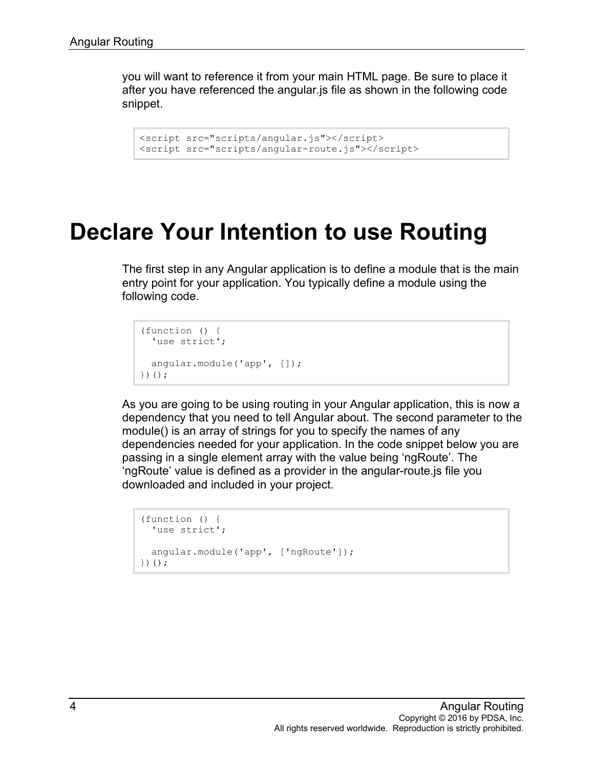you will want to reference it from your main HTML page. Be sure to place it after you have referenced the angular.js file as shown in the following code snippet.

```
<script src="scripts/angular.js"></script>
<script src="scripts/angular-route.js"></script>
```

# Declare Your Intention to use Routing

The first step in any Angular application is to define a module that is the main entry point for your application. You typically define a module using the following code.

```
(function () {
  'use strict';

  angular.module('app', []);
})();
```

As you are going to be using routing in your Angular application, this is now a dependency that you need to tell Angular about. The second parameter to the module() is an array of strings for you to specify the names of any dependencies needed for your application. In the code snippet below you are passing in a single element array with the value being 'ngRoute'. The 'ngRoute' value is defined as a provider in the angular-route.js file you downloaded and included in your project.

```
(function () {
  'use strict';

  angular.module('app', ['ngRoute']);
})();
```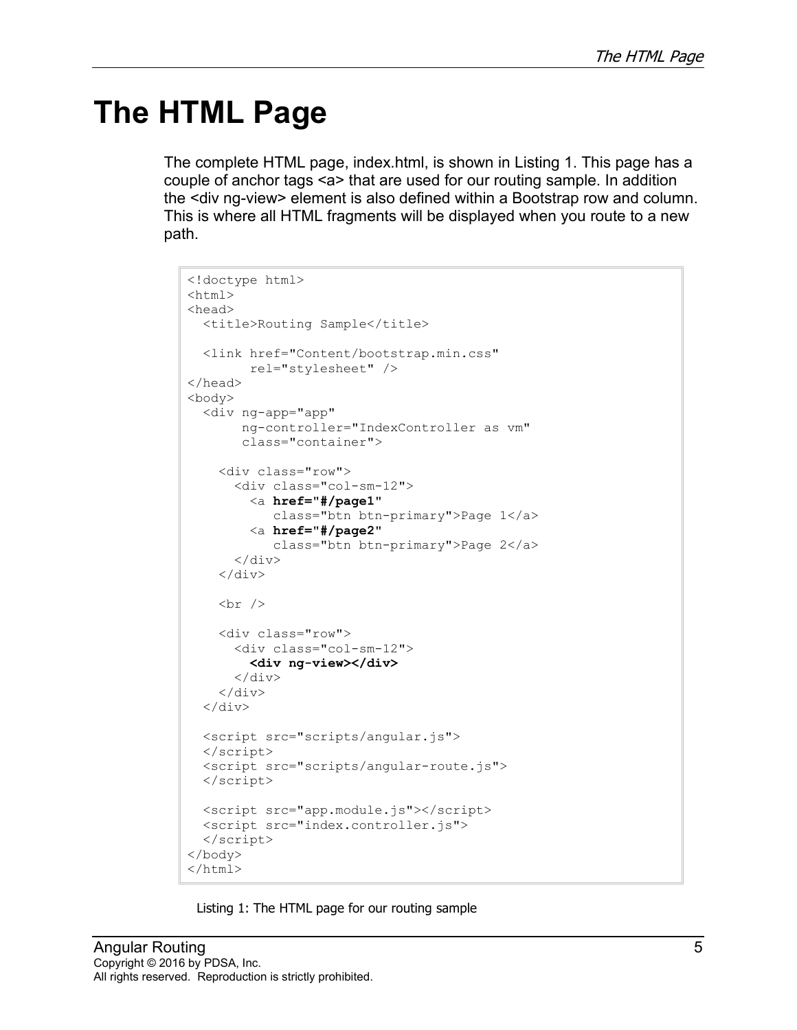# The HTML Page

The complete HTML page, index.html, is shown in Listing 1. This page has a couple of anchor tags <a> that are used for our routing sample. In addition the <div ng-view> element is also defined within a Bootstrap row and column. This is where all HTML fragments will be displayed when you route to a new path.

```
<!doctype html>
<html>
<head>
  <title>Routing Sample</title>

  <link href="Content/bootstrap.min.css"
        rel="stylesheet" />
</head>
<body>
  <div ng-app="app"
       ng-controller="IndexController as vm"
       class="container">

    <div class="row">
      <div class="col-sm-12">
        <a href="#/page1"
           class="btn btn-primary">Page 1</a>
        <a href="#/page2"
           class="btn btn-primary">Page 2</a>
      </div>
    </div>

    <br />

    <div class="row">
      <div class="col-sm-12">
        <div ng-view></div>
      </div>
    </div>
  </div>

  <script src="scripts/angular.js">
  </script>
  <script src="scripts/angular-route.js">
  </script>

  <script src="app.module.js"></script>
  <script src="index.controller.js">
  </script>
</body>
</html>
```

Listing 1: The HTML page for our routing sample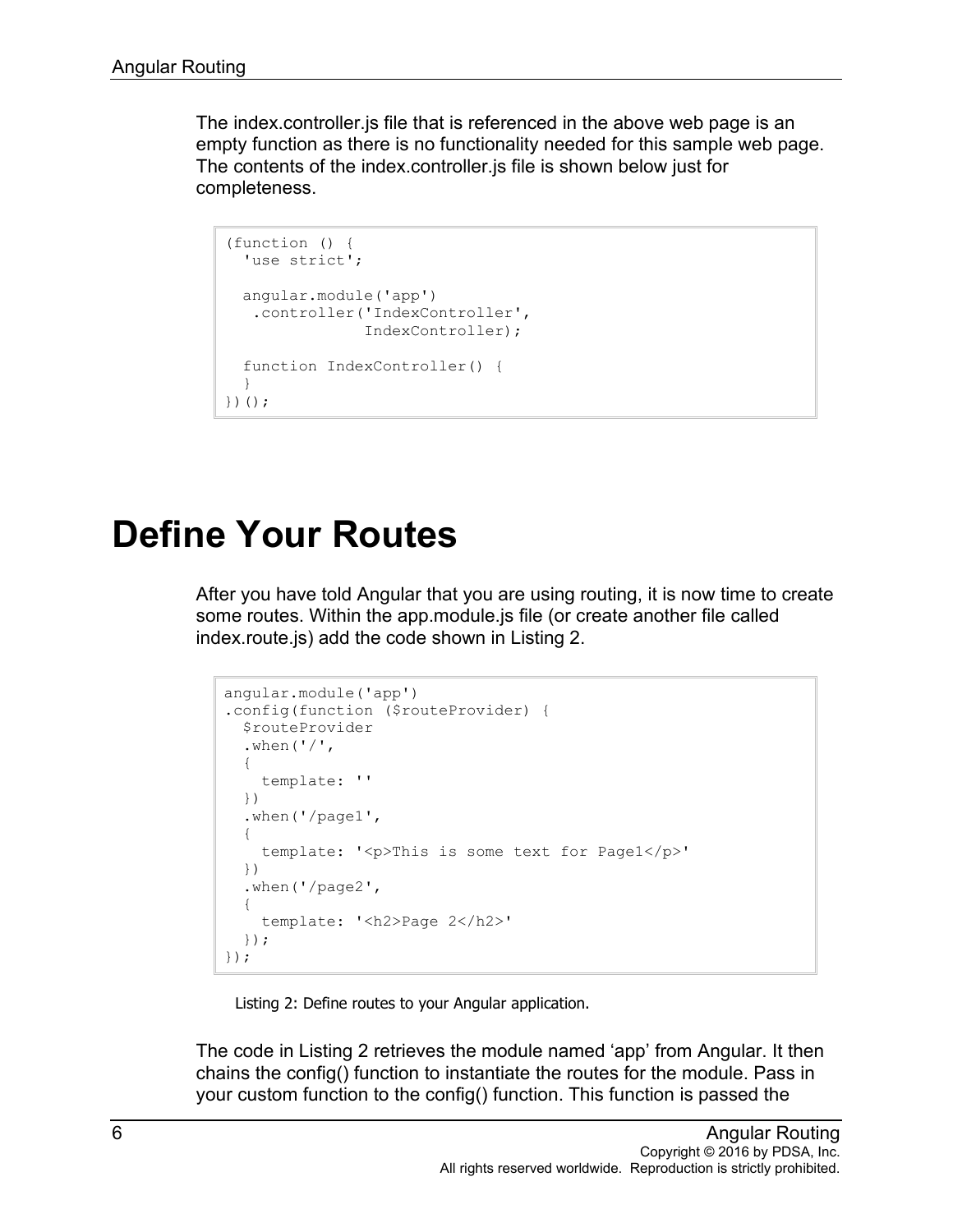The index.controller.js file that is referenced in the above web page is an empty function as there is no functionality needed for this sample web page. The contents of the index.controller.js file is shown below just for completeness.

```
(function () {
  'use strict';

  angular.module('app')
   .controller('IndexController',
                IndexController);

  function IndexController() {
  }
})();
```

# Define Your Routes

After you have told Angular that you are using routing, it is now time to create some routes. Within the app.module.js file (or create another file called index.route.js) add the code shown in Listing 2.

```
angular.module('app')
.config(function ($routeProvider) {
  $routeProvider
  .when('/',
  {
    template: ''
  })
  .when('/page1',
  {
    template: '<p>This is some text for Page1</p>'
  })
  .when('/page2',
  {
    template: '<h2>Page 2</h2>'
  });
});
```

Listing 2: Define routes to your Angular application.

The code in Listing 2 retrieves the module named 'app' from Angular. It then chains the config() function to instantiate the routes for the module. Pass in your custom function to the config() function. This function is passed the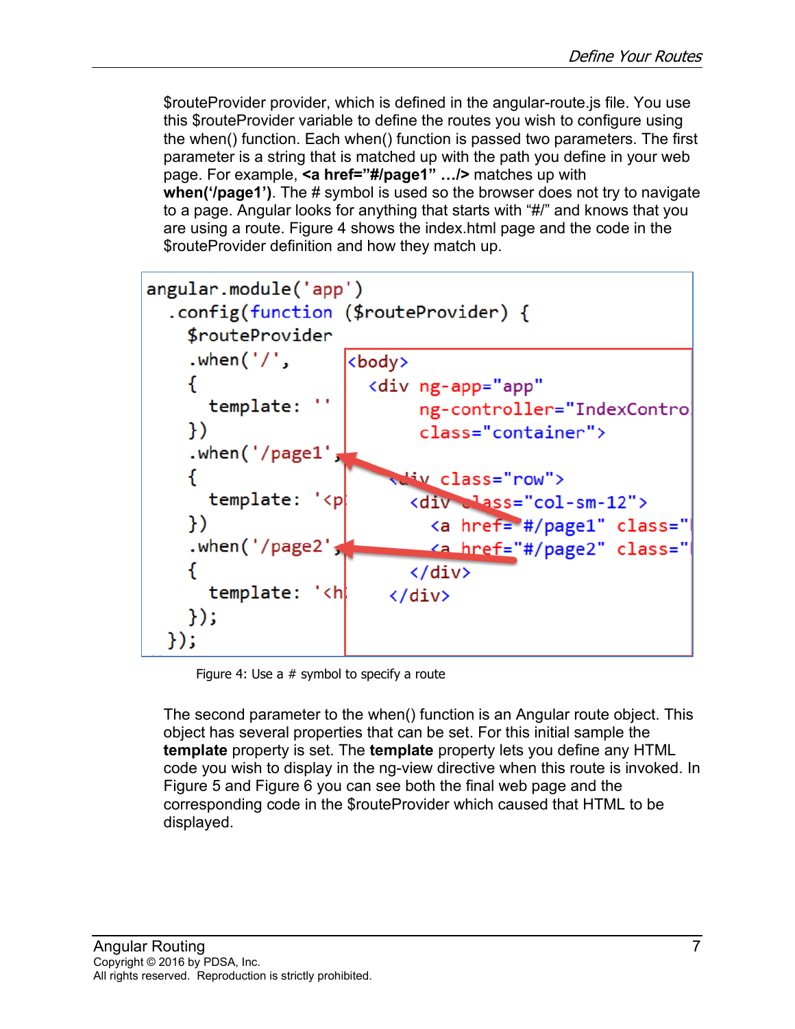$routeProvider provider, which is defined in the angular-route.js file. You use this $routeProvider variable to define the routes you wish to configure using the when() function. Each when() function is passed two parameters. The first parameter is a string that is matched up with the path you define in your web page. For example, **<a href="#/page1" …/>** matches up with **when('/page1')**. The # symbol is used so the browser does not try to navigate to a page. Angular looks for anything that starts with "#/" and knows that you are using a route. Figure 4 shows the index.html page and the code in the $routeProvider definition and how they match up.

```
angular.module('app')
  .config(function ($routeProvider) {
    $routeProvider
    .when('/',
    {
      template: ''
    })
    .when('/page1',
    {
      template: '<p
    })
    .when('/page2',
    {
      template: '<h
    });
  });
```

```
<body>
  <div ng-app="app"
       ng-controller="IndexContro
       class="container">

    <div class="row">
      <div class="col-sm-12">
        <a href="#/page1" class="
        <a href="#/page2" class="
      </div>
    </div>
```

Figure 4: Use a # symbol to specify a route

The second parameter to the when() function is an Angular route object. This object has several properties that can be set. For this initial sample the **template** property is set. The **template** property lets you define any HTML code you wish to display in the ng-view directive when this route is invoked. In Figure 5 and Figure 6 you can see both the final web page and the corresponding code in the $routeProvider which caused that HTML to be displayed.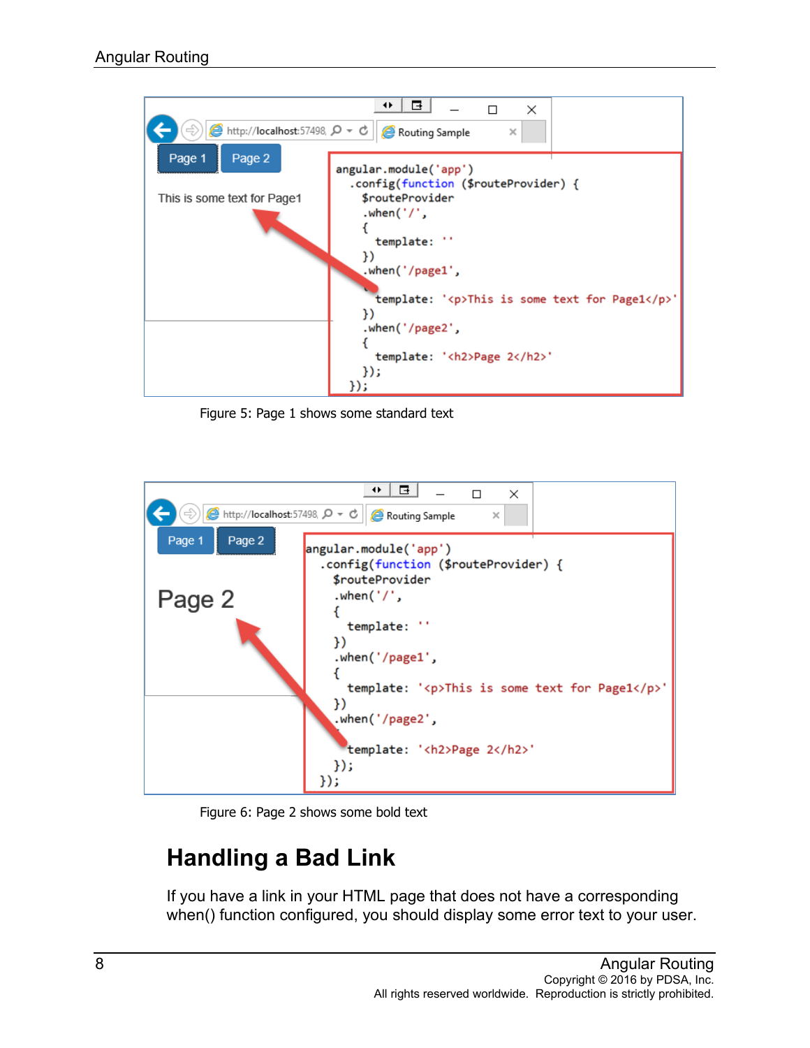Figure 5: Page 1 shows some standard text

Figure 6: Page 2 shows some bold text

## Handling a Bad Link

If you have a link in your HTML page that does not have a corresponding when() function configured, you should display some error text to your user.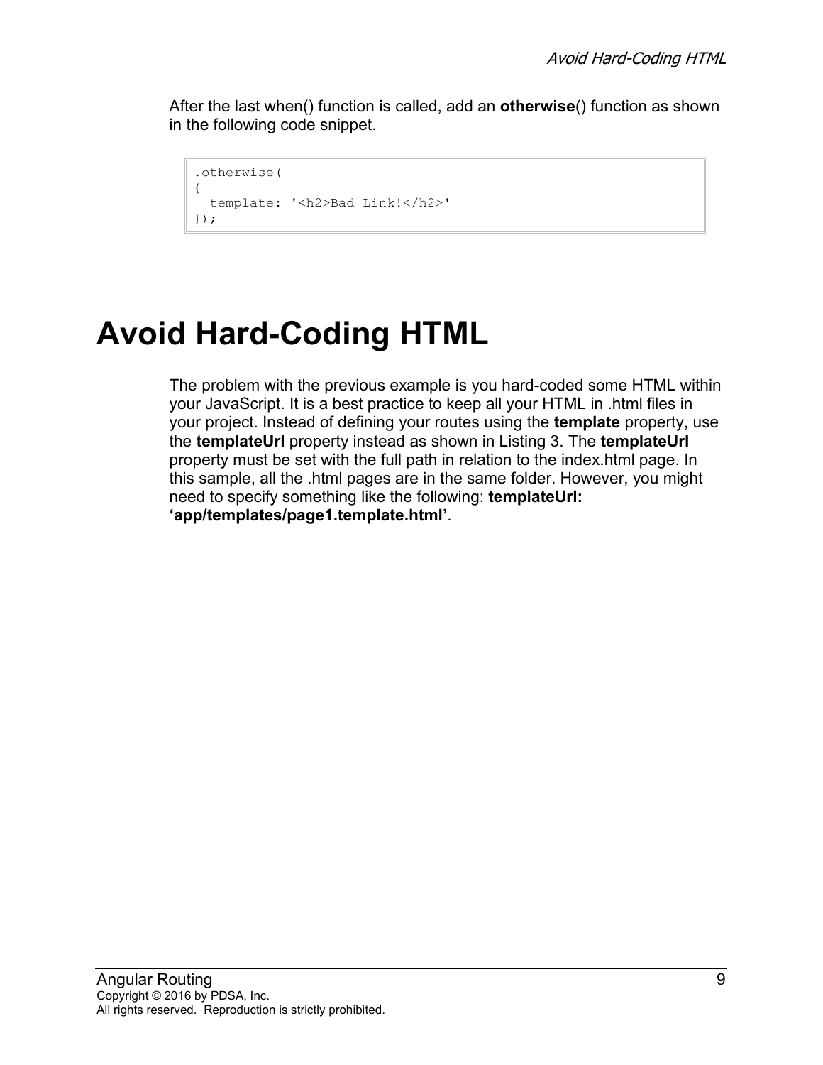After the last when() function is called, add an **otherwise**() function as shown in the following code snippet.

```
.otherwise(
{
  template: '<h2>Bad Link!</h2>'
});
```

# Avoid Hard-Coding HTML

The problem with the previous example is you hard-coded some HTML within your JavaScript. It is a best practice to keep all your HTML in .html files in your project. Instead of defining your routes using the **template** property, use the **templateUrl** property instead as shown in Listing 3. The **templateUrl** property must be set with the full path in relation to the index.html page. In this sample, all the .html pages are in the same folder. However, you might need to specify something like the following: **templateUrl: 'app/templates/page1.template.html'**.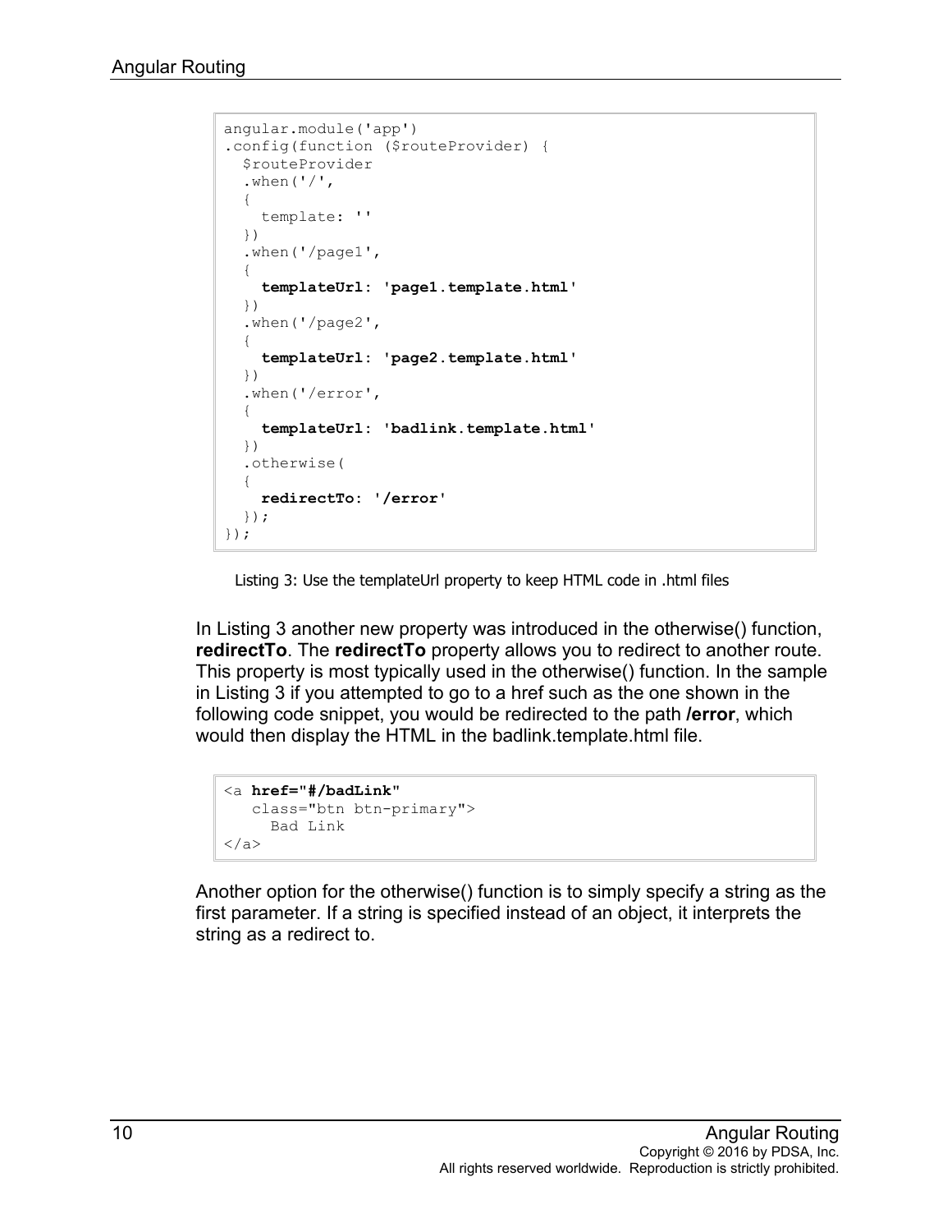```
angular.module('app')
.config(function ($routeProvider) {
  $routeProvider
  .when('/',
  {
    template: ''
  })
  .when('/page1',
  {
    templateUrl: 'page1.template.html'
  })
  .when('/page2',
  {
    templateUrl: 'page2.template.html'
  })
  .when('/error',
  {
    templateUrl: 'badlink.template.html'
  })
  .otherwise(
  {
    redirectTo: '/error'
  });
});
```

Listing 3: Use the templateUrl property to keep HTML code in .html files

In Listing 3 another new property was introduced in the otherwise() function, **redirectTo**. The **redirectTo** property allows you to redirect to another route. This property is most typically used in the otherwise() function. In the sample in Listing 3 if you attempted to go to a href such as the one shown in the following code snippet, you would be redirected to the path **/error**, which would then display the HTML in the badlink.template.html file.

```
<a href="#/badLink"
   class="btn btn-primary">
     Bad Link
</a>
```

Another option for the otherwise() function is to simply specify a string as the first parameter. If a string is specified instead of an object, it interprets the string as a redirect to.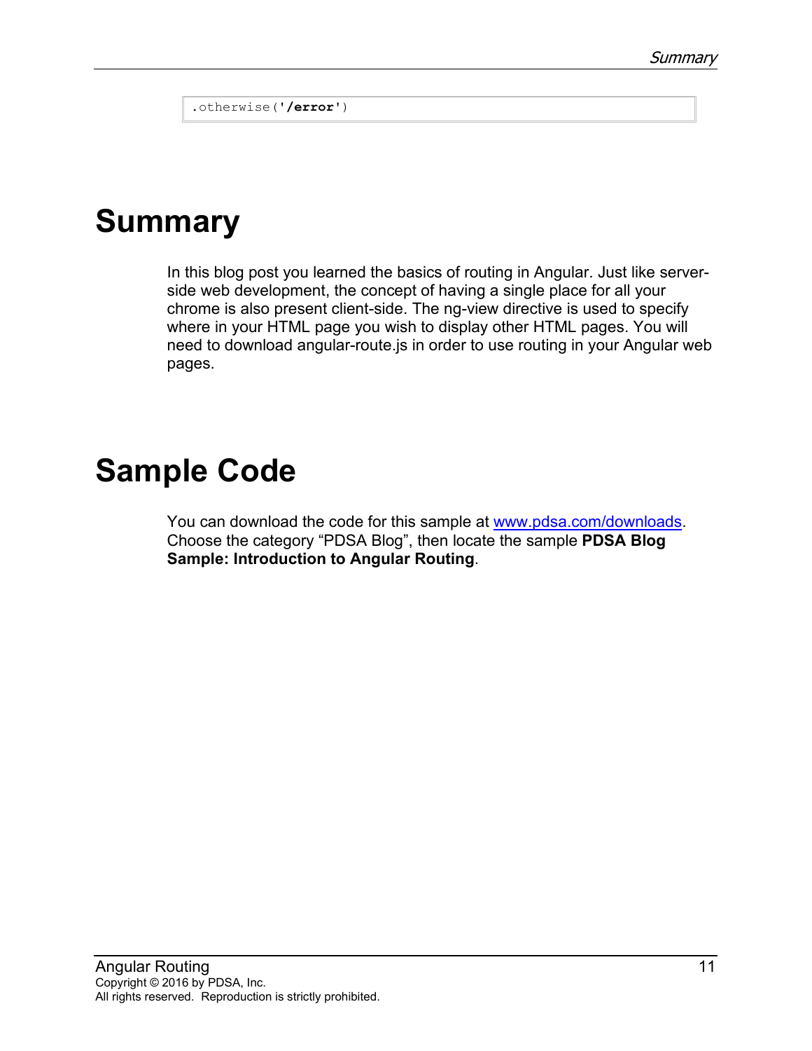```
.otherwise('/error')
```

# Summary

In this blog post you learned the basics of routing in Angular. Just like server-side web development, the concept of having a single place for all your chrome is also present client-side. The ng-view directive is used to specify where in your HTML page you wish to display other HTML pages. You will need to download angular-route.js in order to use routing in your Angular web pages.

# Sample Code

You can download the code for this sample at [www.pdsa.com/downloads](http://www.pdsa.com/downloads). Choose the category "PDSA Blog", then locate the sample **PDSA Blog Sample: Introduction to Angular Routing**.